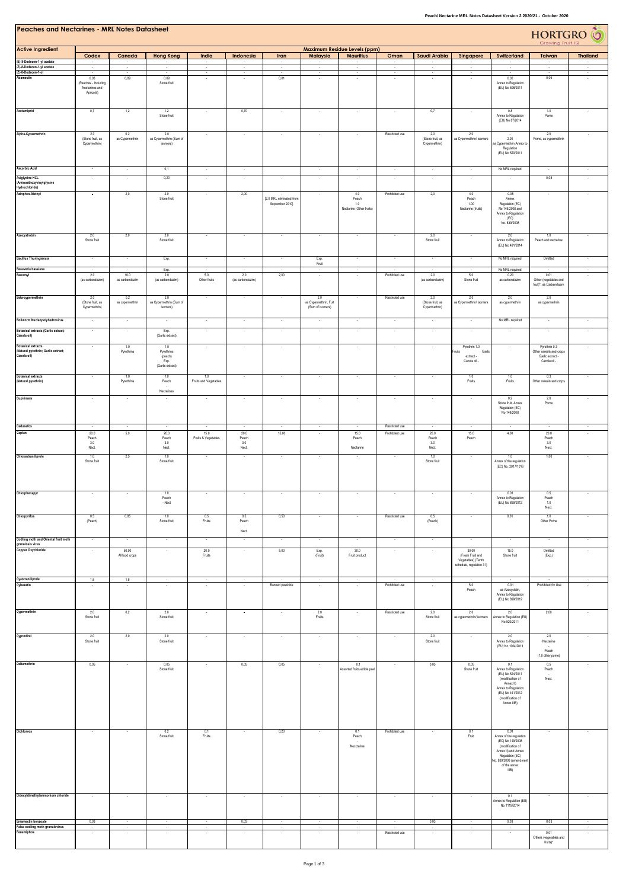# Peaches and Nectarines - MRL Notes Datasheet

HORTGRO Growing Fruit IQ

| Active Ingredient | Maximum Residue Levels (ppm) | | | | | | | | | | | | | |
|---|---|---|---|---|---|---|---|---|---|---|---|---|---|---|
| | Codex | Canada | Hong Kong | India | Indonesia | Iran | Malaysia | Mauritius | Oman | Saudi Arabia | Singapore | Switzerland | Taiwan | Thailand |
| (E)-8-Dodecen-1-yl acetate | - | - | - | - | - | - | - | - | - | - | - | - | - | - |
| (Z)-8-Dodecen-1-yl acetate | - | - | - | - | - | - | - | - | - | - | - | - | - | - |
| (Z)-8-Dodecen-1-ol | - | - | - | - | - | - | - | - | - | - | - | - | - | - |
| Abamectin | 0.03 (Peaches - Including Nectarines and Apricots) | 0.09 | 0.09 Stone fruit | - | - | 0.01 | - | - | - | - | - | 0.02 Annex to Regulation (EU) No 508/2011 | 0.06 | - |
| Acetamiprid | 0.7 | 1.2 | 1.2 Stone fruit | - | 0.70 | - | - | - | - | 0.7 | - | 0.8 Annex to Regulation (EU) No 87/2014 | 1.0 Pome | - |
| Alpha-Cypermethrin | 2.0 (Stone fruit, as Cypermethrin) | 0.2 as Cypermethrin | 2.0 as Cypermethrin (Sum of isomers) | - | - | - | - | - | Restricted use | 2.0 (Stone fruit, as Cypermethrin) | 2.0 as Cypermethrin/ isomers | - 2.00 as Cypermethrin Annex to Regulation (EU) No 520/2011 | 2.0 Pome, as cypermethrin | - |
| Ascorbic Acid | - | - | 0.1 | - | - | - | - | - | - | - | - | No MRL required | - | - |
| Aviglycine HCL (Aminoethoxyvinylglycine Hydrochloride) | - | - | 0.20 | - | - | - | - | - | - | - | - | - | 0.08 | - |
| Azinphos-Methyl | - | 2.0 | 2.0 Stone fruit | - | 2.00 | [2.0 MRL eliminated from September 2010] | - | 4.0 Peach 1.0 Nectarine (Other fruits) | Prohibited use | 2.0 | 4.0 Peach 1.00 Nectarine (fruits) | 0.05 Annex Regulation (EC) No 149/2008 and Annex to Regulation (EC) No. 839/2008 | - | - |
| Azoxystrobin | 2.0 Stone fruit | 2.0 | 2.0 Stone fruit | - | - | - | - | - | - | 2.0 Stone fruit | - | 2.0 Annex to Regulation (EU) No 491/2014 | 1.0 Peach and nectarine | - |
| Bacillus Thuringiensis | - | - | Exp. | - | - | - | Exp. Fruit | - | - | - | - | No MRL required | Omitted | - |
| Beauveria bassiana | - | - | Exp. | - | - | - | - | - | - | - | - | No MRL required | - | - |
| Benomyl | 2.0 (as carbendazim) | 10.0 as carbendazim | 2.0 (as carbendazim) | 5.0 Other fruits | 2.0 (as carbendazim) | 2.00 | - | - | Prohibited use | 2.0 (as carbendazim) | 5.0 Stone fruit | 0.20 as carbendazim | 0.01 Other (vegetables and fruit)*, as Carbendazim | - |
| Beta-cypermethrin | 2.0 (Stone fruit, as Cypermethrin) | 0.2 as cypermethrin | 2.0 as Cypermethrin (Sum of isomers) | - | - | - | 2.0 as Cypermethrin, Fruit (Sum of isomers) | - | Restricted use | 2.0 (Stone fruit, as Cypermethrin) | 2.0 as Cypermethrin/ isomers | 2.0 as cypermethrin | 2.0 as cypermethrin | - |
| Bollworm Nucleopolyhedrovirus | - | - | - | - | - | - | - | - | - | - | - | No MRL required | - | - |
| Botanical extracts (Garlic extract; Canola oil) | - | - | Exp. (Garlic extract) | - | - | - | - | - | - | - | - | - | - | - |
| Botanical extracts (Natural pyrethrin; Garlic extract; Canola oil) | - | 1.0 Pyrethrins | 1.0 Pyrethrins (peach) Exp. (Garlic extract) | - | - | - | - | - | - | - | Pyrethrin 1.0 Fruits Garlic extract - Canola oil - | - | Pyrethrin 0.3 Other cereals and crops Garlic extract - Canola oil - | - |
| Botanical extracts (Natural pyrethrin) | - | 1.0 Pyrethrins | 1.0 Peach - Nectarines | 1.0 Fruits and Vegetables | - | - | - | - | - | - | 1.0 Fruits | 1.0 Fruits | 0.3 Other cereals and crops | - |
| Bupirimate | - | - | - | - | - | - | - | - | - | - | - | 0.2 Stone fruit, Annex Regulation (EC) No 149/2008 | 2.0 Pome | - |
| Cadusafos | - | - | - | - | - | - | - | - | Restricted use | - | - | - | - | - |
| Captan | 20.0 Peach 3.0 Nect. | 5.0 | 20.0 Peach 3.0 Nect. | 15.0 Fruits & Vegetables | 20.0 Peach 3.0 Nect. | 15.00 | - | 15.0 Peach - Nectarine | Prohibited use | 20.0 Peach 3.0 Nect. | 15.0 Peach | 4.00 | 20.0 Peach 3.0 Nect. | - |
| Chlorantraniliprole | 1.0 Stone fruit | 2.5 | 1.0 Stone fruit | - | - | - | - | - | - | 1.0 Stone fruit | - | 1.0 Annex of the regulation (EC) No. 2017/1016 | 1.00 | - |
| Chlorphenapyr | - | - | 1.0 Peach - Nect | - | - | - | - | - | - | - | - | 0.01 Annex to Regulation (EU) No 899/2012 | 0.5 Peach 1.0 Nect. | - |
| Chlorpyrifos | 0.5 (Peach) | 0.05 | 1.0 Stone fruit | 0.5 Fruits | 0.5 Peach - Nect. | 0.50 | - | - | Restricted use | 0.5 (Peach) | - | 0.01 | 1.0 Other Pome | - |
| Codling moth and Oriental fruit moth granulosis virus | - | - | - | - | - | - | - | - | - | - | - | - | - | - |
| Copper Oxychloride | - | 50.00 All food crops | - | 20.0 Fruits | - | 5.00 | Exp. (Fruit) | 30.0 Fruit product | - | - | 30.00 (Fresh Fruit and Vegetables) (Tenth schedule, regulation 31) | 15.0 Stone fruit | Omitted (Exp.) | - |
| Cyantraniliprole | 1.5 | 1.5 | - | - | - | - | - | - | - | - | - | - | - | - |
| Cyhexatin | - | - | - | - | - | Banned pesticide | - | - | Prohibited use | - | 5.0 Peach | 0.01 as Azocyclotin, Annex to Regulation (EU) No 899/2012 | Prohibited for Use | - |
| Cypermethrin | 2.0 Stone fruit | 0.2 | 2.0 Stone fruit | - | - | - | 2.0 Fruits | - | Restricted use | 2.0 Stone fruit | 2.0 as cypermethrin/ isomers | 2.0 Annex to Regulation (EU) No 520/2011 | 2.00 | - |
| Cyprodinil | 2.0 Stone fruit | 2.0 | 2.0 Stone fruit | - | - | - | - | - | - | 2.0 Stone fruit | - | 2.0 Annex to Regulation (EU) No 1004/2013 | 2.0 Nectarine - Peach (1.0 other pome) | - |
| Deltamethrin | 0.05 | - | 0.05 Stone fruit | - | 0.05 | 0.05 | - | 0.1 Assorted fruits edible peel | - | 0.05 | 0.05 Stone fruit | 0.1 Annex to Regulation (EU) No 524/2011 (modification of Annex II) Annex to Regulation (EU) No 441/2012 (modification of Annex IIIB) | 0.5 Peach - Nect. | - |
| Dichlorvos | - | - | 0.2 Stone fruit | 0.1 Fruits | - | 0.20 | - | 0.1 Peach - Necctarine | Prohibited use | - | 0.1 Fruit | 0.01 Annex of the regulation (EC) No 149/2008 (modification of Annex II) and Annex Regulation (EC) No. 839/2008 (amendment of the annex IIIB) | - | - |
| Didecyldimethylammonium chloride | - | - | - | - | - | - | - | - | - | - | - | 0.1 Annex to Regulation (EU) No 1119/2014 | - | - |
| Emamectin benzoate | 0.03 | - | - | - | 0.03 | - | - | - | - | 0.03 | - | 0.03 | 0.03 | - |
| False codling moth granulovirus | - | - | - | - | - | - | - | - | - | - | - | - | - | - |
| Fenamiphos | - | - | - | - | - | - | - | - | Restricted use | - | - | - | 0.01 Others (vegetables and fruits)* | - |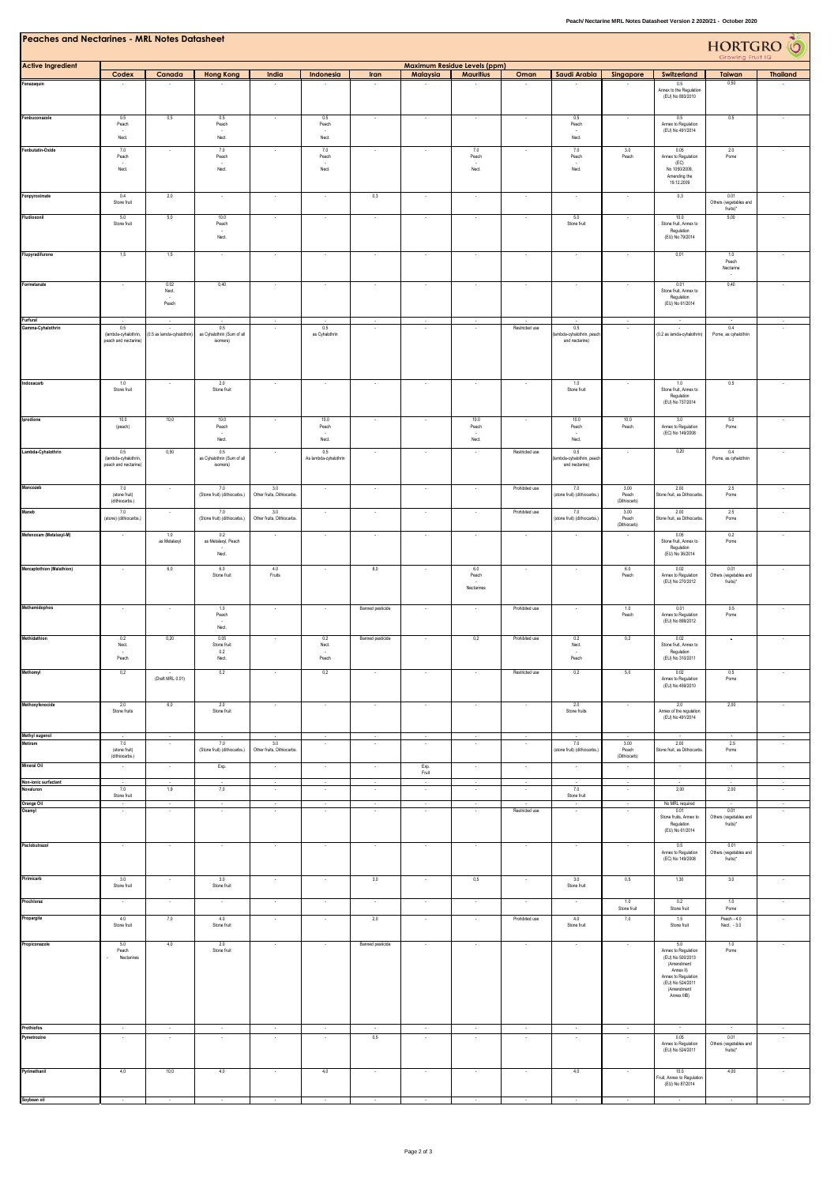# Peaches and Nectarines - MRL Notes Datasheet

| Active Ingredient | Maximum Residue Levels (ppm) | | | | | | | | | | | | | |
|---|---|---|---|---|---|---|---|---|---|---|---|---|---|---|
| | Codex | Canada | Hong Kong | India | Indonesia | Iran | Malaysia | Mauritius | Oman | Saudi Arabia | Singapore | Switzerland | Taiwan | Thailand |
| Fenazaquin | - | - | - | - | - | - | - | - | - | - | - | 0.5 Annex to the Regulation (EU) No 893/2010 | 0.50 | - |
| Fenbuconazole | 0.5 Peach - Nect. | 0,5 | 0.5 Peach - Nect. | - | 0.5 Peach - Nect. | - | - | - | - | 0.5 Peach - Nect. | - | 0.5 Annex to Regulation (EU) No 491/2014 | 0.5 | - |
| Fenbutatin-Oxide | 7.0 Peach - Nect. | - | 7.0 Peach - Nect. | - | 7.0 Peach - Nect. | - | - | 7.0 Peach - Nect. | - | 7.0 Peach - Nect. | 3.0 Peach | 0.05 Annex to Regulation (EC) No 1050/2009, Amending the 19.12.2009 | 2.0 Pome | - |
| Fenpyroximate | 0.4 Stone fruit | 2,0 | - | - | - | 0,3 | - | - | - | - | - | 0,3 | 0.01 Others (vegetables and fruits)* | - |
| Fludioxonil | 5.0 Stone fruit | 5,0 | 10.0 Peach - Nect. | - | - | - | - | - | - | 5.0 Stone fruit | - | 10.0 Stone fruit, Annex to Regulation (EU) No 79/2014 | 5,00 | - |
| Flupyradifurone | 1,5 | 1,5 | - | - | - | - | - | - | - | - | - | 0,01 | 1.0 Peach Nectarine - | - |
| Formetanate | - | 0.02 Nect. - Peach | 0,40 | - | - | - | - | - | - | - | - | 0.01 Stone fruit, Annex to Regulation (EU) No 61/2014 | 0,40 | - |
| Furfural | - | - | - | - | - | - | - | - | - | - | - | - | - | - |
| Gamma-Cyhalothrin | 0.5 (lambda-cyhalothrin, peach and nectarine) | - (0.5 as lambda-cyhalothrin) | 0.5 as Cyhalothrin (Sum of all isomers) | - | 0.5 as Cyhalothrin | - | - | - | Restricted use | 0.5 (lambda-cyhalothrin, peach and nectarine) | - | - (0.2 as lambda-cyhalothrin) | 0.4 Pome, as cyhalothrin | - |
| Indoxacarb | 1.0 Stone fruit | - | 2.0 Stone fruit | - | - | - | - | - | - | 1.0 Stone fruit | - | 1.0 Stone fruit, Annex to Regulation (EU) No 737/2014 | 0.5 | - |
| Iprodione | 10.0 (peach) | 10,0 | 10.0 Peach - Nect. | - | 10.0 Peach - Nect. | - | - | 10.0 Peach - Nect. | - | 10.0 Peach - Nect. | 10.0 Peach | 3.0 Annex to Regulation (EC) No 149/2008 | 5.0 Pome | - |
| Lambda-Cyhalothrin | 0.5 (lambda-cyhalothrin, peach and nectarine) | 0,50 | 0.5 as Cyhalothrin (Sum of all isomers) | - | 0.5 As lambda-cyhalothrin | - | - | - | Restricted use | 0.5 (lambda-cyhalothrin, peach and nectarine) | - | 0,20 | 0.4 Pome, as cyhalothrin | - |
| Mancozeb | 7.0 (stone fruit) (dithiocarbs.) | - | 7.0 (Stone fruit) (dithiocarbs.) | 3.0 Other fruits. Dithiocarbs. | - | - | - | - | Prohibited use | 7.0 (stone fruit) (dithiocarbs.) | 3.00 Peach (Dithiocarb) | 2.00 Stone fruit, as Dithiocarbs. | 2.5 Pome | - |
| Maneb | 7.0 (stone) (dithiocarbs.) | - | 7.0 (Stone fruit) (dithiocarbs.) | 3.0 Other fruits. Dithiocarbs. | - | - | - | - | Prohibited use | 7.0 (stone fruit) (dithiocarbs.) | 3.00 Peach (Dithiocarb) | 2.00 Stone fruit, as Dithiocarbs. | 2.5 Pome | - |
| Mefenoxam (Metalaxyl-M) | - | 1.0 as Metalaxyl | 0.2 as Metalaxyl, Peach - Nect. | - | - | - | - | - | - | - | - | 0.05 Stone fruit, Annex to Regulation (EU) No 36/2014 | 0.2 Pome | - |
| Mercaptothion (Malathion) | - | 6,0 | 6.0 Stone fruit | 4.0 Fruits | - | 8,0 | - | 6.0 Peach - Nectarines | - | - | 6.0 Peach | 0.02 Annex to Regulation (EU) No 270/2012 | 0.01 Others (vegetables and fruits)* | - |
| Methamidophos | - | - | 1.0 Peach - Nect. | - | - | Banned pesticide | - | - | Prohibited use | - | 1.0 Peach | 0.01 Annex to Regulation (EU) No 899/2012 | 0.5 Pome | - |
| Methidathion | 0.2 Nect. - Peach | 0,20 | 0.05 Stone fruit 0.2 Nect. | - | 0.2 Nect. - Peach | Banned pesticide | - | 0,2 | Prohibited use | 0.2 Nect. - Peach | 0,2 | 0.02 Stone fruit, Annex to Regulation (EU) No 310/2011 | - | - |
| Methomyl | 0,2 | - (Draft MRL 0.01) | 0.2 | - | 0,2 | - | - | - | Restricted use | 0,2 | 5,0 | 0.02 Annex to Regulation (EU) No 459/2010 | 0.5 Pome | - |
| Methoxyfenocide | 2.0 Stone fruits | 6,0 | 2.0 Stone fruit | - | - | - | - | - | - | 2.0 Stone fruits | - | 2.0 Annex of the regulation. (EU) No 491/2014 | 2.00 | - |
| Methyl eugenol | - | - | - | - | - | - | - | - | - | - | - | - | - | - |
| Metiram | 7.0 (stone fruit) (dithiocarbs.) | - | 7.0 (Stone fruit) (dithiocarbs.) | 3.0 Other fruits. Dithiocarbs. | - | - | - | - | - | 7.0 (stone fruit) (dithiocarbs.) | 3.00 Peach (Dithiocarb) | 2.00 Stone fruit, as Dithiocarbs. | 2.5 Pome | - |
| Mineral Oil | - | - | Exp. | - | - | - | Exp. Fruit | - | - | - | - | - | - | - |
| Non-ionic surfactant | - | - | - | - | - | - | - | - | - | - | - | - | - | - |
| Novaluron | 7.0 Stone fruit | 1,9 | 7,0 | - | - | - | - | - | - | 7.0 Stone fruit | - | 2,00 | 2,00 | - |
| Orange Oil | - | - | - | - | - | - | - | - | - | - | - | No MRL required | - | - |
| Oxamyl | - | - | - | - | - | - | - | - | Restricted use | - | - | 0.01 Stone fruits, Annex to Regulation (EU) No 61/2014 | 0.01 Others (vegetables and fruits)* | - |
| Paclobutrazol | - | - | - | - | - | - | - | - | - | - | - | 0.5 Annex to Regulation (EC) No 149/2008 | 0.01 Others (vegetables and fruits)* | - |
| Pirimicarb | 3.0 Stone fruit | - | 3.0 Stone fruit | - | - | 3,0 | - | 0,5 | - | 3.0 Stone fruit | 0,5 | 1,30 | 3.0 | - |
| Prochloraz | - | - | - | - | - | - | - | - | - | - | 1.0 Stone fruit | 0.2 Stone fruit | 1.0 Pome | - |
| Propargite | 4.0 Stone fruit | 7,0 | 4.0 Stone fruit | - | - | 2,0 | - | - | Prohibited use | 4.0 Stone fruit | 7,0 | 1.5 Stone fruit | Peach - 4.0 Nect. - 3.0 | - |
| Propiconazole | 5.0 Peach - Nectarines | 4,0 | 2.0 Stone fruit | - | - | Banned pesticide | - | - | - | - | - | 5.0 Annex to Regulation (EU) No 500/2013 (Amendment Annex II) Annex to Regulation (EU) No 524/2011 (Amendment Annex IIIB) | 1.0 Pome | - |
| Prothiofos | - | - | - | - | - | - | - | - | - | - | - | - | - | - |
| Pymetrozine | - | - | - | - | - | 0,5 | - | - | - | - | - | 0.05 Annex to Regulation (EU) No 524/2011 | 0.01 Others (vegetables and fruits)* | - |
| Pyrimethanil | 4,0 | 10,0 | 4.0 | - | 4,0 | - | - | - | - | 4,0 | - | 10.0 Fruit, Annex to Regulation (EU) No 87/2014 | 4.00 | - |
| Soybean oil | - | - | - | - | - | - | - | - | - | - | - | - | - | - |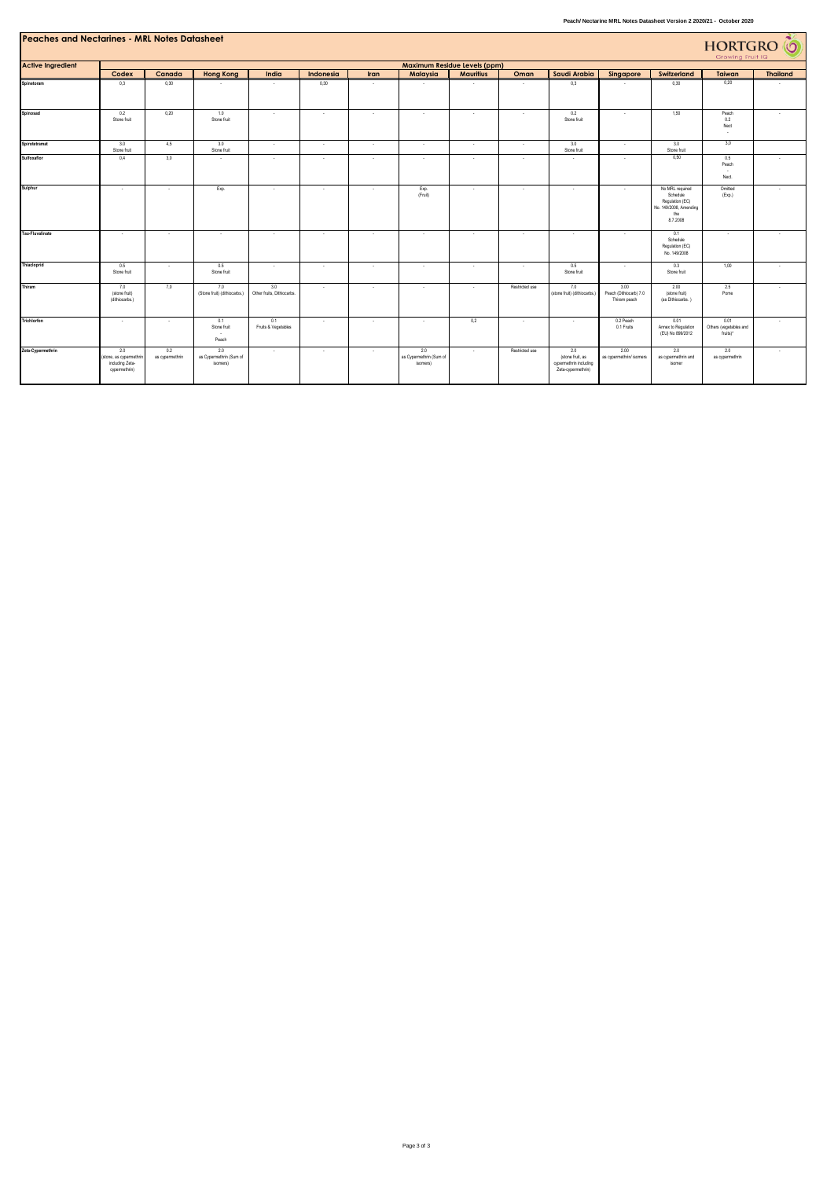# Peaches and Nectarines - MRL Notes Datasheet

HORTGRO Growing Fruit IQ

| Active Ingredient | Maximum Residue Levels (ppm) | | | | | | | | | | | | | |
|---|---|---|---|---|---|---|---|---|---|---|---|---|---|---|
| | Codex | Canada | Hong Kong | India | Indonesia | Iran | Malaysia | Mauritius | Oman | Saudi Arabia | Singapore | Switzerland | Taiwan | Thailand |
| Spinetoram | 0.3 | 0.30 | - | - | 0.30 | - | - | - | - | 0.3 | - | 0.30 | 0.20 | - |
| Spinosad | 0.2 Stone fruit | 0.20 | 1.0 Stone fruit | - | - | - | - | - | - | 0.2 Stone fruit | - | 1.50 | Peach 0.2 Nect - | - |
| Spirotetramat | 3.0 Stone fruit | 4.5 | 3.0 Stone fruit | - | - | - | - | - | - | 3.0 Stone fruit | - | 3.0 Stone fruit | 3.0 | |
| Sulfoxaflor | 0.4 | 3.0 | - | - | - | - | - | - | - | - | - | 0.50 | 0.5 Peach - Nect. | - |
| Sulphur | - | - | Exp. | - | - | - | Exp. (Fruit) | - | - | - | - | No MRL required Schedule Regulation (EC) No. 149/2008, Amending the 8.7.2008 | Omitted (Exp.) | - |
| Tau-Fluvalinate | - | - | - | - | - | - | - | - | - | - | - | 0.1 Schedule Regulation (EC) No. 149/2008 | - | - |
| Thiacloprid | 0.5 Stone fruit | - | 0.5 Stone fruit | - | - | - | - | - | - | 0.5 Stone fruit | - | 0.3 Stone fruit | 1.00 | - |
| Thiram | 7.0 (stone fruit) (dithiocarbs.) | 7.0 | 7.0 (Stone fruit) (dithiocarbs.) | 3.0 Other fruits, Dithiocarbs | - | - | - | - | Restricted use | 7.0 (stone fruit) (dithiocarbs.) | 3.00 Peach (Dithiocarb) 7.0 Thiram peach | 2.00 (stone fruit) (as Dithiocarbs. ) | 2.5 Pome | - |
| Trichlorfon | - | - | 0.1 Stone fruit - Peach | 0.1 Fruits & Vegetables | - | - | - | 0.2 | - | - | 0.2 Peach 0.1 Fruits | 0.01 Annex to Regulation (EU) No 899/2012 | 0.01 Others (vegetables and fruits)* | - |
| Zeta-Cypermethrin | 2.0 (stone, as cypermethrin including Zeta-cypermethrin) | 0.2 as cypermethrin | 2.0 as Cypermethrin (Sum of isomers) | - | - | - | 2.0 as Cypermethrin (Sum of isomers) | - | Restricted use | 2.0 (stone fruit, as cypermethrin including Zeta-cypermethrin) | 2.00 as cypermethrin/ isomers | 2.0 as cypermethrin and isomer | 2.0 as cypermethrin | - |